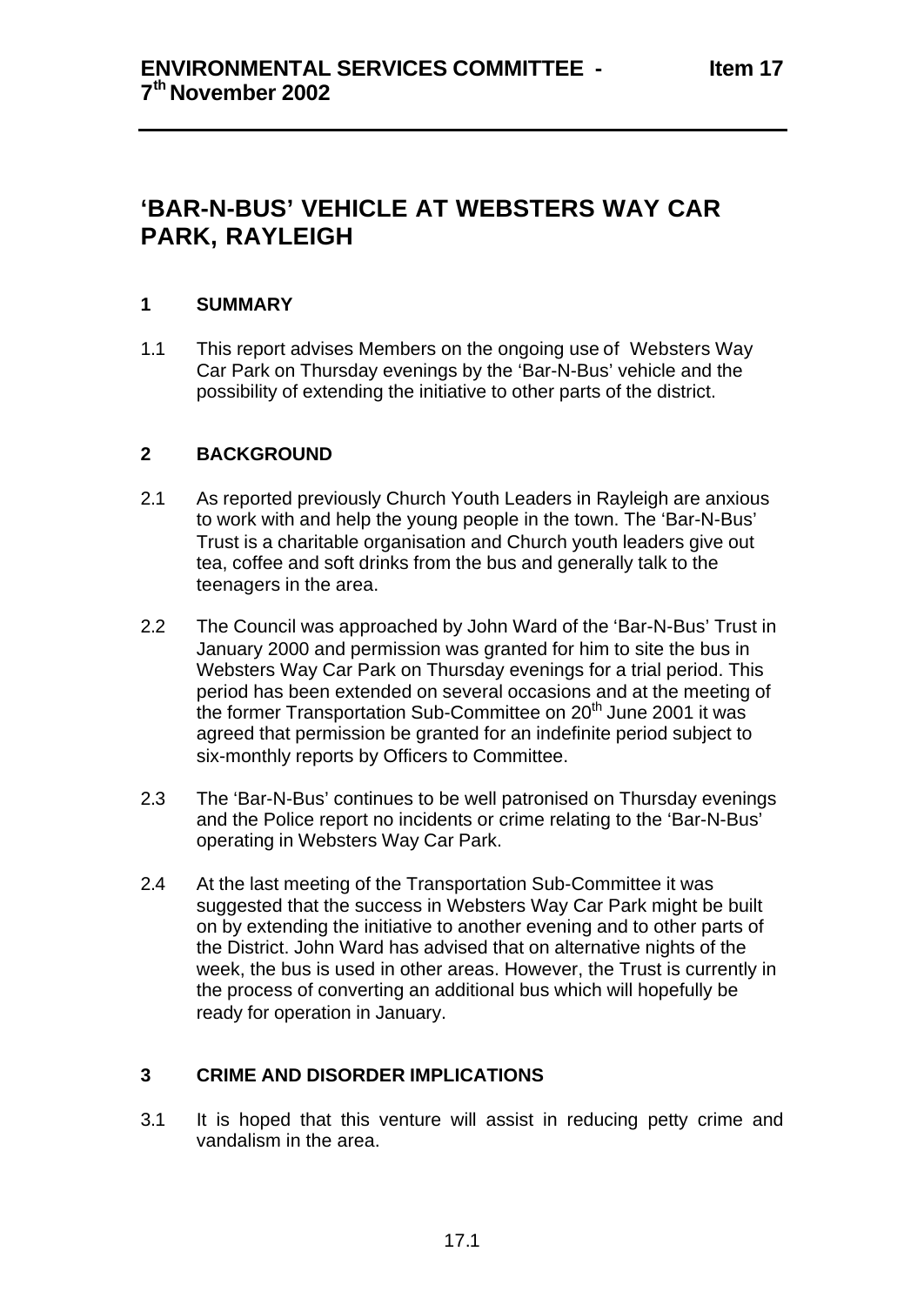**ENVIRONMENTAL SERVICES COMMITTEE - 7th November 2002** **Item 17**

# 'BAR-N-BUS' VEHICLE AT WEBSTERS WAY CAR PARK, RAYLEIGH

## 1 SUMMARY

1.1 This report advises Members on the ongoing use of Websters Way Car Park on Thursday evenings by the 'Bar-N-Bus' vehicle and the possibility of extending the initiative to other parts of the district.

## 2 BACKGROUND

2.1 As reported previously Church Youth Leaders in Rayleigh are anxious to work with and help the young people in the town. The 'Bar-N-Bus' Trust is a charitable organisation and Church youth leaders give out tea, coffee and soft drinks from the bus and generally talk to the teenagers in the area.

2.2 The Council was approached by John Ward of the 'Bar-N-Bus' Trust in January 2000 and permission was granted for him to site the bus in Websters Way Car Park on Thursday evenings for a trial period. This period has been extended on several occasions and at the meeting of the former Transportation Sub-Committee on 20th June 2001 it was agreed that permission be granted for an indefinite period subject to six-monthly reports by Officers to Committee.

2.3 The 'Bar-N-Bus' continues to be well patronised on Thursday evenings and the Police report no incidents or crime relating to the 'Bar-N-Bus' operating in Websters Way Car Park.

2.4 At the last meeting of the Transportation Sub-Committee it was suggested that the success in Websters Way Car Park might be built on by extending the initiative to another evening and to other parts of the District. John Ward has advised that on alternative nights of the week, the bus is used in other areas. However, the Trust is currently in the process of converting an additional bus which will hopefully be ready for operation in January.

## 3 CRIME AND DISORDER IMPLICATIONS

3.1 It is hoped that this venture will assist in reducing petty crime and vandalism in the area.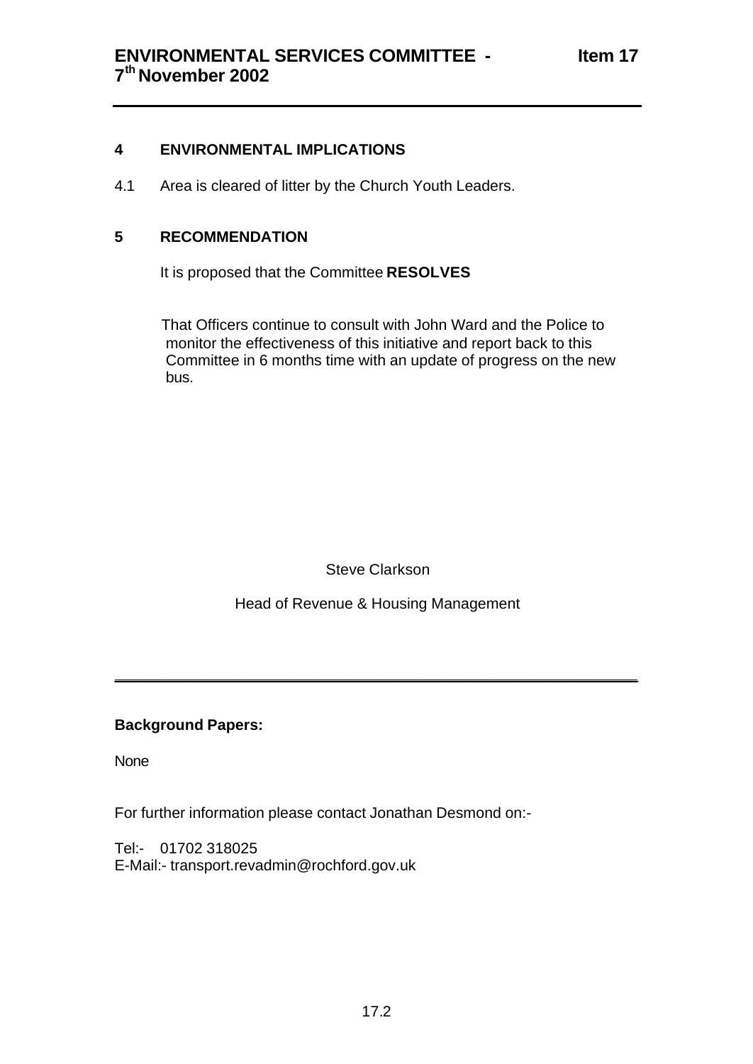## 4 ENVIRONMENTAL IMPLICATIONS

4.1 Area is cleared of litter by the Church Youth Leaders.

## 5 RECOMMENDATION

It is proposed that the Committee **RESOLVES**

That Officers continue to consult with John Ward and the Police to monitor the effectiveness of this initiative and report back to this Committee in 6 months time with an update of progress on the new bus.

Steve Clarkson

Head of Revenue & Housing Management

---

**Background Papers:**

None

For further information please contact Jonathan Desmond on:-

Tel:- 01702 318025
E-Mail:- transport.revadmin@rochford.gov.uk